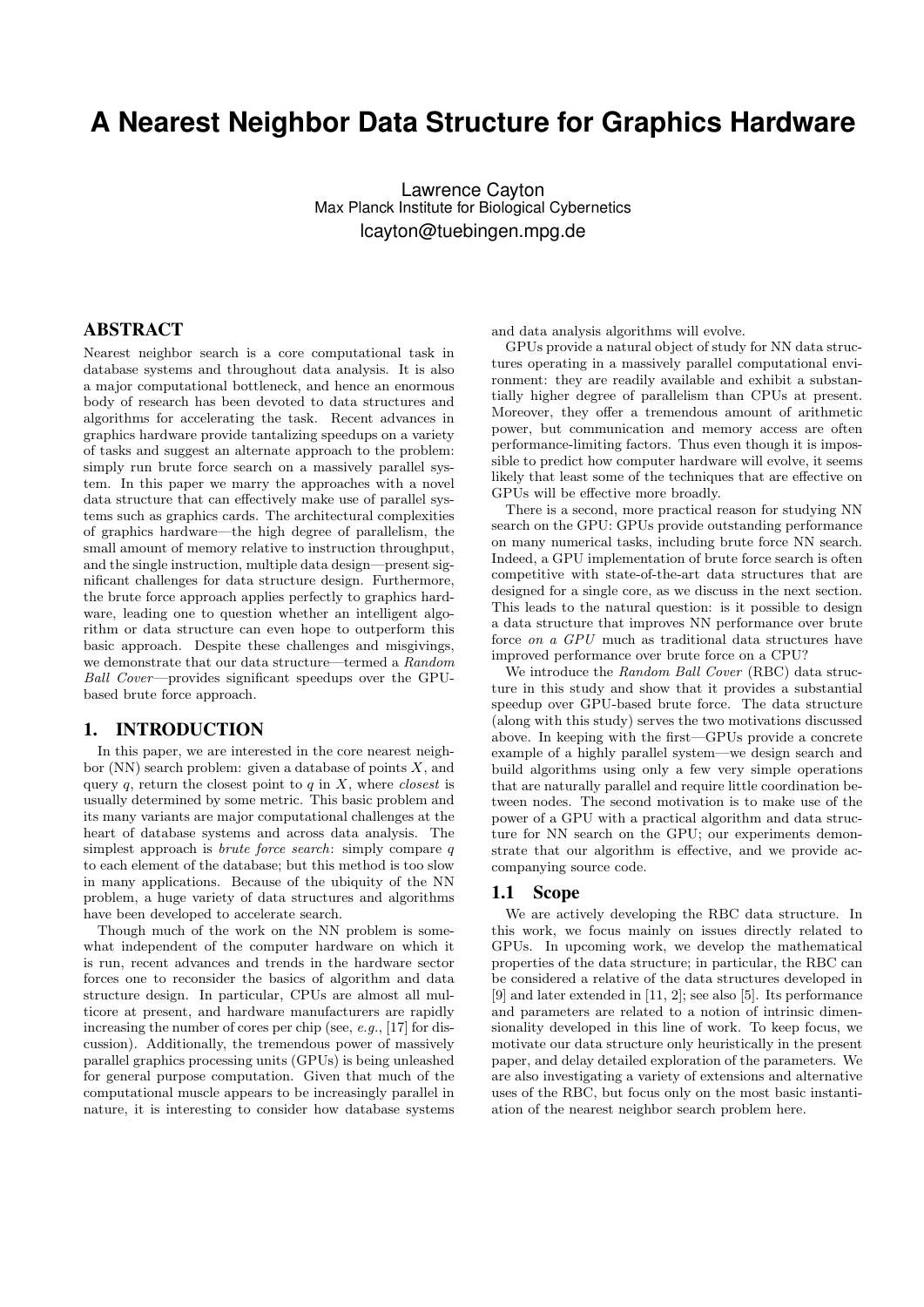# A Nearest Neighbor Data Structure for Graphics Hardware

Lawrence Cayton
Max Planck Institute for Biological Cybernetics
lcayton@tuebingen.mpg.de

## ABSTRACT

Nearest neighbor search is a core computational task in database systems and throughout data analysis. It is also a major computational bottleneck, and hence an enormous body of research has been devoted to data structures and algorithms for accelerating the task. Recent advances in graphics hardware provide tantalizing speedups on a variety of tasks and suggest an alternate approach to the problem: simply run brute force search on a massively parallel system. In this paper we marry the approaches with a novel data structure that can effectively make use of parallel systems such as graphics cards. The architectural complexities of graphics hardware—the high degree of parallelism, the small amount of memory relative to instruction throughput, and the single instruction, multiple data design—present significant challenges for data structure design. Furthermore, the brute force approach applies perfectly to graphics hardware, leading one to question whether an intelligent algorithm or data structure can even hope to outperform this basic approach. Despite these challenges and misgivings, we demonstrate that our data structure—termed a *Random Ball Cover*—provides significant speedups over the GPU-based brute force approach.

## 1. INTRODUCTION

In this paper, we are interested in the core nearest neighbor (NN) search problem: given a database of points $X$, and query $q$, return the closest point to $q$ in $X$, where *closest* is usually determined by some metric. This basic problem and its many variants are major computational challenges at the heart of database systems and across data analysis. The simplest approach is *brute force search*: simply compare $q$ to each element of the database; but this method is too slow in many applications. Because of the ubiquity of the NN problem, a huge variety of data structures and algorithms have been developed to accelerate search.

Though much of the work on the NN problem is somewhat independent of the computer hardware on which it is run, recent advances and trends in the hardware sector forces one to reconsider the basics of algorithm and data structure design. In particular, CPUs are almost all multicore at present, and hardware manufacturers are rapidly increasing the number of cores per chip (see, *e.g.*, [17] for discussion). Additionally, the tremendous power of massively parallel graphics processing units (GPUs) is being unleashed for general purpose computation. Given that much of the computational muscle appears to be increasingly parallel in nature, it is interesting to consider how database systems and data analysis algorithms will evolve.

GPUs provide a natural object of study for NN data structures operating in a massively parallel computational environment: they are readily available and exhibit a substantially higher degree of parallelism than CPUs at present. Moreover, they offer a tremendous amount of arithmetic power, but communication and memory access are often performance-limiting factors. Thus even though it is impossible to predict how computer hardware will evolve, it seems likely that least some of the techniques that are effective on GPUs will be effective more broadly.

There is a second, more practical reason for studying NN search on the GPU: GPUs provide outstanding performance on many numerical tasks, including brute force NN search. Indeed, a GPU implementation of brute force search is often competitive with state-of-the-art data structures that are designed for a single core, as we discuss in the next section. This leads to the natural question: is it possible to design a data structure that improves NN performance over brute force *on a GPU* much as traditional data structures have improved performance over brute force on a CPU?

We introduce the *Random Ball Cover* (RBC) data structure in this study and show that it provides a substantial speedup over GPU-based brute force. The data structure (along with this study) serves the two motivations discussed above. In keeping with the first—GPUs provide a concrete example of a highly parallel system—we design search and build algorithms using only a few very simple operations that are naturally parallel and require little coordination between nodes. The second motivation is to make use of the power of a GPU with a practical algorithm and data structure for NN search on the GPU; our experiments demonstrate that our algorithm is effective, and we provide accompanying source code.

### 1.1 Scope

We are actively developing the RBC data structure. In this work, we focus mainly on issues directly related to GPUs. In upcoming work, we develop the mathematical properties of the data structure; in particular, the RBC can be considered a relative of the data structures developed in [9] and later extended in [11, 2]; see also [5]. Its performance and parameters are related to a notion of intrinsic dimensionality developed in this line of work. To keep focus, we motivate our data structure only heuristically in the present paper, and delay detailed exploration of the parameters. We are also investigating a variety of extensions and alternative uses of the RBC, but focus only on the most basic instantiation of the nearest neighbor search problem here.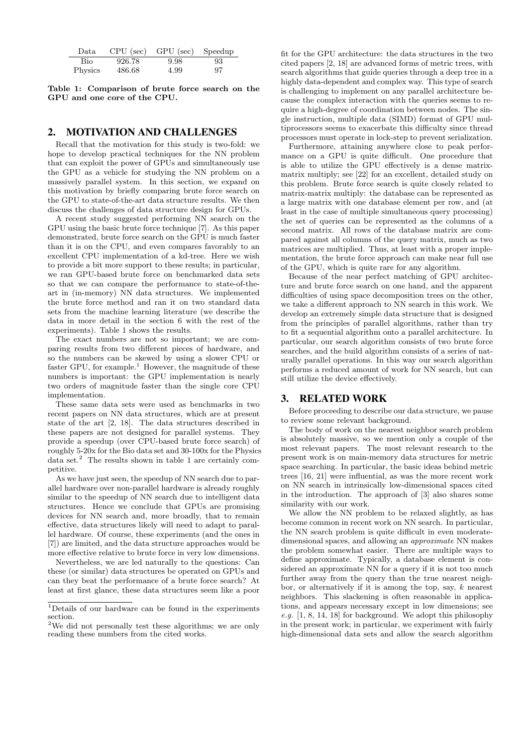| Data | CPU (sec) | GPU (sec) | Speedup |
|---|---|---|---|
| Bio | 926.78 | 9.98 | 93 |
| Physics | 486.68 | 4.99 | 97 |

**Table 1: Comparison of brute force search on the GPU and one core of the CPU.**

## 2. MOTIVATION AND CHALLENGES

Recall that the motivation for this study is two-fold: we hope to develop practical techniques for the NN problem that can exploit the power of GPUs and simultaneously use the GPU as a vehicle for studying the NN problem on a massively parallel system. In this section, we expand on this motivation by briefly comparing brute force search on the GPU to state-of-the-art data structure results. We then discuss the challenges of data structure design for GPUs.

A recent study suggested performing NN search on the GPU using the basic brute force technique [7]. As this paper demonstrated, brute force search on the GPU is much faster than it is on the CPU, and even compares favorably to an excellent CPU implementation of a kd-tree. Here we wish to provide a bit more support to these results; in particular, we ran GPU-based brute force on benchmarked data sets so that we can compare the performance to state-of-the-art in (in-memory) NN data structures. We implemented the brute force method and ran it on two standard data sets from the machine learning literature (we describe the data in more detail in the section 6 with the rest of the experiments). Table 1 shows the results.

The exact numbers are not so important; we are comparing results from two different pieces of hardware, and so the numbers can be skewed by using a slower CPU or faster GPU, for example.[1] However, the magnitude of these numbers is important: the GPU implementation is nearly two orders of magnitude faster than the single core CPU implementation.

These same data sets were used as benchmarks in two recent papers on NN data structures, which are at present state of the art [2, 18]. The data structures described in these papers are not designed for parallel systems. They provide a speedup (over CPU-based brute force search) of roughly 5-20x for the Bio data set and 30-100x for the Physics data set.[2] The results shown in table 1 are certainly competitive.

As we have just seen, the speedup of NN search due to parallel hardware over non-parallel hardware is already roughly similar to the speedup of NN search due to intelligent data structures. Hence we conclude that GPUs are promising devices for NN search and, more broadly, that to remain effective, data structures likely will need to adapt to parallel hardware. Of course, these experiments (and the ones in [7]) are limited, and the data structure approaches would be more effective relative to brute force in very low dimensions.

Nevertheless, we are led naturally to the questions: Can these (or similar) data structures be operated on GPUs and can they beat the performance of a brute force search? At least at first glance, these data structures seem like a poor fit for the GPU architecture: the data structures in the two cited papers [2, 18] are advanced forms of metric trees, with search algorithms that guide queries through a deep tree in a highly data-dependent and complex way. This type of search is challenging to implement on any parallel architecture because the complex interaction with the queries seems to require a high-degree of coordination between nodes. The single instruction, multiple data (SIMD) format of GPU multiprocessors seems to exacerbate this difficulty since thread processors must operate in lock-step to prevent serialization.

Furthermore, attaining anywhere close to peak performance on a GPU is quite difficult. One procedure that is able to utilize the GPU effectively is a dense matrix-matrix multiply; see [22] for an excellent, detailed study on this problem. Brute force search is quite closely related to matrix-matrix multiply: the database can be represented as a large matrix with one database element per row, and (at least in the case of multiple simultaneous query processing) the set of queries can be represented as the columns of a second matrix. All rows of the database matrix are compared against all columns of the query matrix, much as two matrices are multiplied. Thus, at least with a proper implementation, the brute force approach can make near full use of the GPU, which is quite rare for any algorithm.

Because of the near perfect matching of GPU architecture and brute force search on one hand, and the apparent difficulties of using space decomposition trees on the other, we take a different approach to NN search in this work. We develop an extremely simple data structure that is designed from the principles of parallel algorithms, rather than try to fit a sequential algorithm onto a parallel architecture. In particular, our search algorithm consists of two brute force searches, and the build algorithm consists of a series of naturally parallel operations. In this way our search algorithm performs a reduced amount of work for NN search, but can still utilize the device effectively.

## 3. RELATED WORK

Before proceeding to describe our data structure, we pause to review some relevant background.

The body of work on the nearest neighbor search problem is absolutely massive, so we mention only a couple of the most relevant papers. The most relevant research to the present work is on main-memory data structures for metric space searching. In particular, the basic ideas behind metric trees [16, 21] were influential, as was the more recent work on NN search in intrinsically low-dimensional spaces cited in the introduction. The approach of [3] also shares some similarity with our work.

We allow the NN problem to be relaxed slightly, as has become common in recent work on NN search. In particular, the NN search problem is quite difficult in even moderate-dimensional spaces, and allowing an *approximate* NN makes the problem somewhat easier. There are multiple ways to define approximate. Typically, a database element is considered an approximate NN for a query if it is not too much further away from the query than the true nearest neighbor, or alternatively if it is among the top, say, $k$ nearest neighbors. This slackening is often reasonable in applications, and appears necessary except in low dimensions; see *e.g.* [1, 8, 14, 18] for background. We adopt this philosophy in the present work; in particular, we experiment with fairly high-dimensional data sets and allow the search algorithm

[1] Details of our hardware can be found in the experiments section.

[2] We did not personally test these algorithms; we are only reading these numbers from the cited works.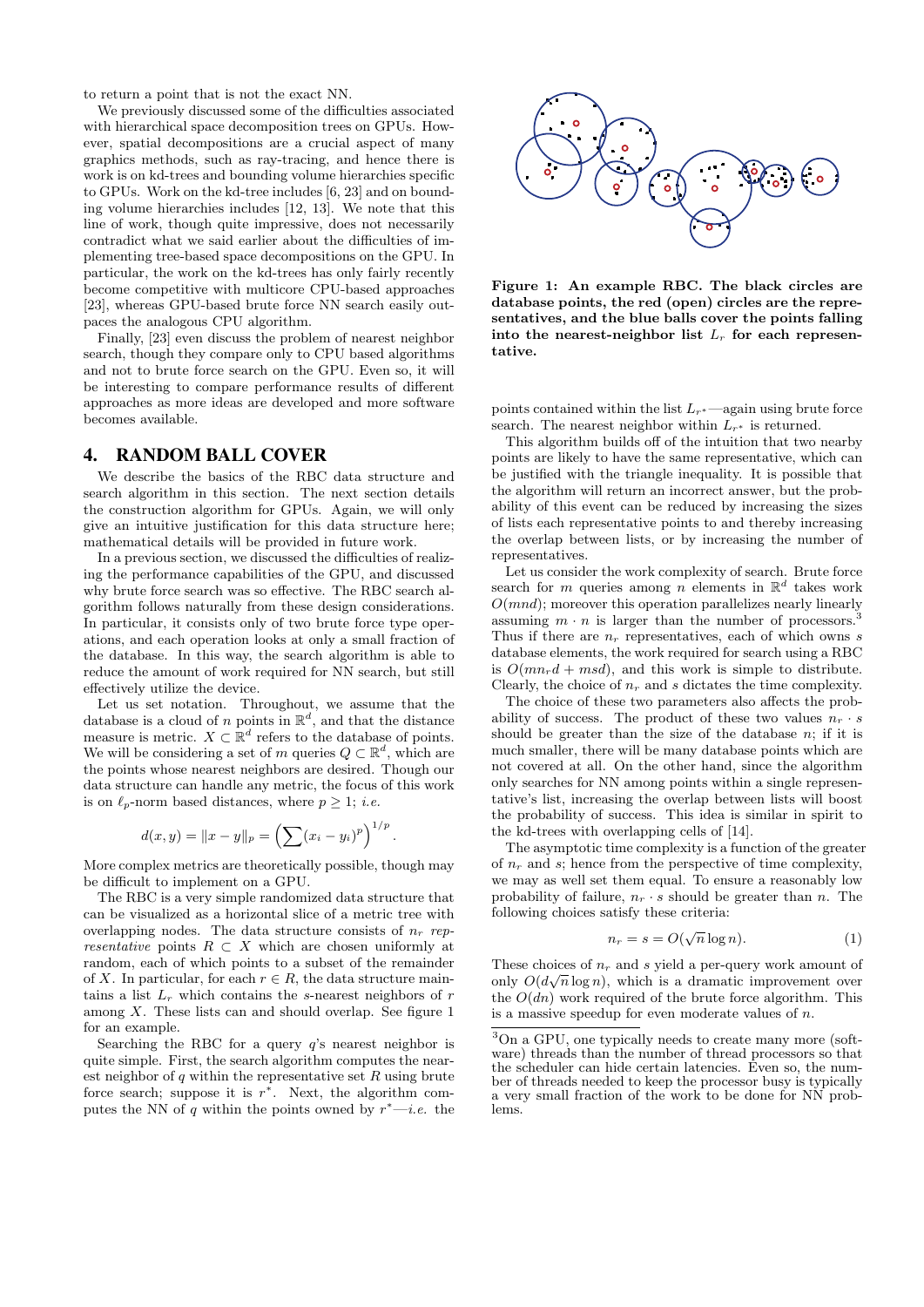to return a point that is not the exact NN.

We previously discussed some of the difficulties associated with hierarchical space decomposition trees on GPUs. However, spatial decompositions are a crucial aspect of many graphics methods, such as ray-tracing, and hence there is work is on kd-trees and bounding volume hierarchies specific to GPUs. Work on the kd-tree includes [6, 23] and on bounding volume hierarchies includes [12, 13]. We note that this line of work, though quite impressive, does not necessarily contradict what we said earlier about the difficulties of implementing tree-based space decompositions on the GPU. In particular, the work on the kd-trees has only fairly recently become competitive with multicore CPU-based approaches [23], whereas GPU-based brute force NN search easily outpaces the analogous CPU algorithm.

Finally, [23] even discuss the problem of nearest neighbor search, though they compare only to CPU based algorithms and not to brute force search on the GPU. Even so, it will be interesting to compare performance results of different approaches as more ideas are developed and more software becomes available.

## 4. RANDOM BALL COVER

We describe the basics of the RBC data structure and search algorithm in this section. The next section details the construction algorithm for GPUs. Again, we will only give an intuitive justification for this data structure here; mathematical details will be provided in future work.

In a previous section, we discussed the difficulties of realizing the performance capabilities of the GPU, and discussed why brute force search was so effective. The RBC search algorithm follows naturally from these design considerations. In particular, it consists only of two brute force type operations, and each operation looks at only a small fraction of the database. In this way, the search algorithm is able to reduce the amount of work required for NN search, but still effectively utilize the device.

Let us set notation. Throughout, we assume that the database is a cloud of $n$ points in $\mathbb{R}^d$, and that the distance measure is metric. $X \subset \mathbb{R}^d$ refers to the database of points. We will be considering a set of $m$ queries $Q \subset \mathbb{R}^d$, which are the points whose nearest neighbors are desired. Though our data structure can handle any metric, the focus of this work is on $\ell_p$-norm based distances, where $p \geq 1$; *i.e.*

$$d(x, y) = \|x - y\|_p = \left(\sum (x_i - y_i)^p\right)^{1/p}.$$

More complex metrics are theoretically possible, though may be difficult to implement on a GPU.

The RBC is a very simple randomized data structure that can be visualized as a horizontal slice of a metric tree with overlapping nodes. The data structure consists of $n_r$ *representative* points $R \subset X$ which are chosen uniformly at random, each of which points to a subset of the remainder of $X$. In particular, for each $r \in R$, the data structure maintains a list $L_r$ which contains the $s$-nearest neighbors of $r$ among $X$. These lists can and should overlap. See figure 1 for an example.

Searching the RBC for a query $q$'s nearest neighbor is quite simple. First, the search algorithm computes the nearest neighbor of $q$ within the representative set $R$ using brute force search; suppose it is $r^*$. Next, the algorithm computes the NN of $q$ within the points owned by $r^*$—*i.e.* the points contained within the list $L_{r^*}$—again using brute force search. The nearest neighbor within $L_{r^*}$ is returned.

**Figure 1: An example RBC. The black circles are database points, the red (open) circles are the representatives, and the blue balls cover the points falling into the nearest-neighbor list $L_r$ for each representative.**

This algorithm builds off of the intuition that two nearby points are likely to have the same representative, which can be justified with the triangle inequality. It is possible that the algorithm will return an incorrect answer, but the probability of this event can be reduced by increasing the sizes of lists each representative points to and thereby increasing the overlap between lists, or by increasing the number of representatives.

Let us consider the work complexity of search. Brute force search for $m$ queries among $n$ elements in $\mathbb{R}^d$ takes work $O(mnd)$; moreover this operation parallelizes nearly linearly assuming $m \cdot n$ is larger than the number of processors.[3] Thus if there are $n_r$ representatives, each of which owns $s$ database elements, the work required for search using a RBC is $O(mn_rd + msd)$, and this work is simple to distribute. Clearly, the choice of $n_r$ and $s$ dictates the time complexity.

The choice of these two parameters also affects the probability of success. The product of these two values $n_r \cdot s$ should be greater than the size of the database $n$; if it is much smaller, there will be many database points which are not covered at all. On the other hand, since the algorithm only searches for NN among points within a single representative's list, increasing the overlap between lists will boost the probability of success. This idea is similar in spirit to the kd-trees with overlapping cells of [14].

The asymptotic time complexity is a function of the greater of $n_r$ and $s$; hence from the perspective of time complexity, we may as well set them equal. To ensure a reasonably low probability of failure, $n_r \cdot s$ should be greater than $n$. The following choices satisfy these criteria:

$$n_r = s = O(\sqrt{n} \log n). \tag{1}$$

These choices of $n_r$ and $s$ yield a per-query work amount of only $O(d\sqrt{n} \log n)$, which is a dramatic improvement over the $O(dn)$ work required of the brute force algorithm. This is a massive speedup for even moderate values of $n$.

[3] On a GPU, one typically needs to create many more (software) threads than the number of thread processors so that the scheduler can hide certain latencies. Even so, the number of threads needed to keep the processor busy is typically a very small fraction of the work to be done for NN problems.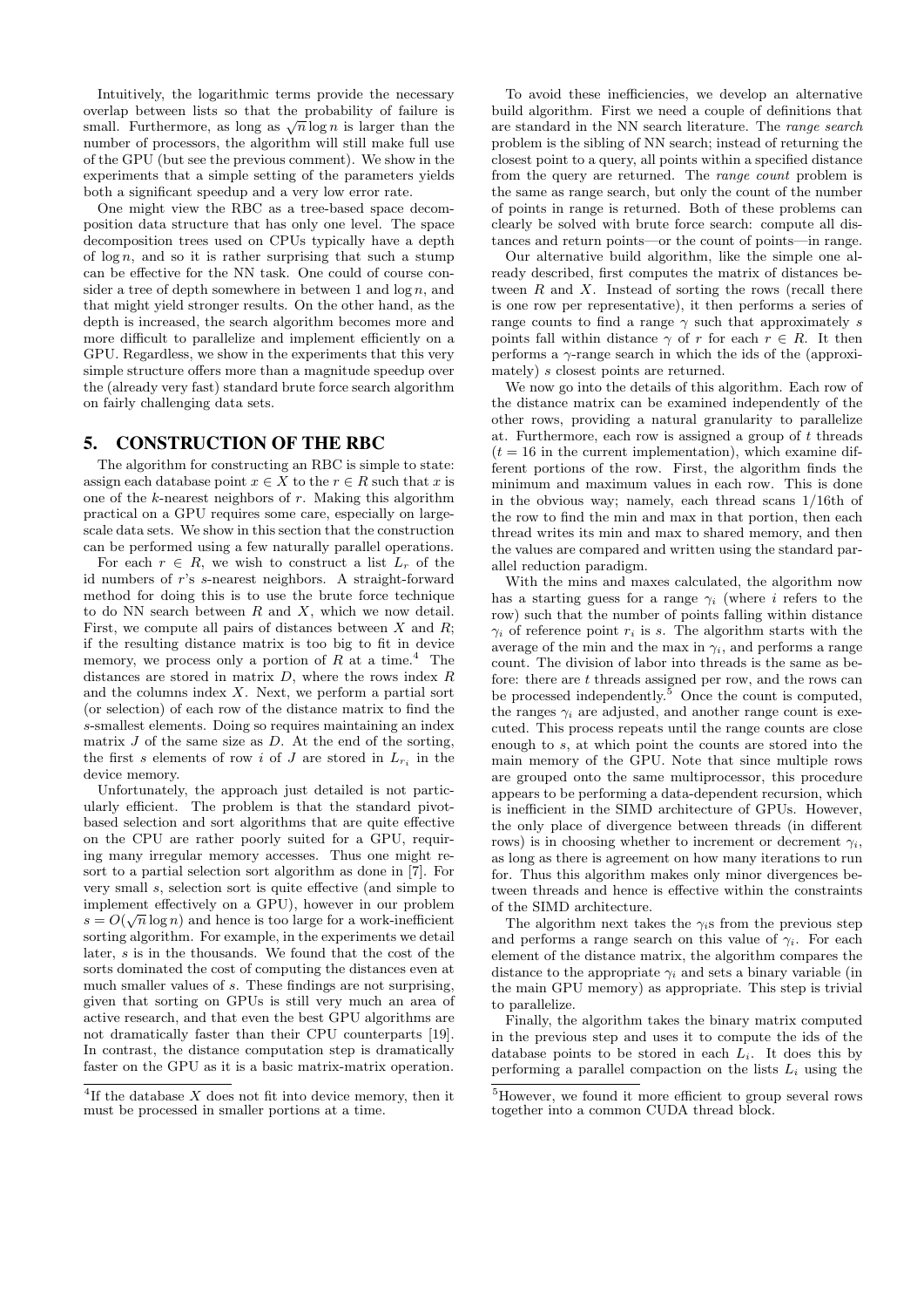Intuitively, the logarithmic terms provide the necessary overlap between lists so that the probability of failure is small. Furthermore, as long as $\sqrt{n}\log n$ is larger than the number of processors, the algorithm will still make full use of the GPU (but see the previous comment). We show in the experiments that a simple setting of the parameters yields both a significant speedup and a very low error rate.

One might view the RBC as a tree-based space decomposition data structure that has only one level. The space decomposition trees used on CPUs typically have a depth of $\log n$, and so it is rather surprising that such a stump can be effective for the NN task. One could of course consider a tree of depth somewhere in between 1 and $\log n$, and that might yield stronger results. On the other hand, as the depth is increased, the search algorithm becomes more and more difficult to parallelize and implement efficiently on a GPU. Regardless, we show in the experiments that this very simple structure offers more than a magnitude speedup over the (already very fast) standard brute force search algorithm on fairly challenging data sets.

## 5. CONSTRUCTION OF THE RBC

The algorithm for constructing an RBC is simple to state: assign each database point $x \in X$ to the $r \in R$ such that $x$ is one of the $k$-nearest neighbors of $r$. Making this algorithm practical on a GPU requires some care, especially on large-scale data sets. We show in this section that the construction can be performed using a few naturally parallel operations.

For each $r \in R$, we wish to construct a list $L_r$ of the id numbers of $r$'s $s$-nearest neighbors. A straight-forward method for doing this is to use the brute force technique to do NN search between $R$ and $X$, which we now detail. First, we compute all pairs of distances between $X$ and $R$; if the resulting distance matrix is too big to fit in device memory, we process only a portion of $R$ at a time.[4] The distances are stored in matrix $D$, where the rows index $R$ and the columns index $X$. Next, we perform a partial sort (or selection) of each row of the distance matrix to find the $s$-smallest elements. Doing so requires maintaining an index matrix $J$ of the same size as $D$. At the end of the sorting, the first $s$ elements of row $i$ of $J$ are stored in $L_{r_i}$ in the device memory.

Unfortunately, the approach just detailed is not particularly efficient. The problem is that the standard pivot-based selection and sort algorithms that are quite effective on the CPU are rather poorly suited for a GPU, requiring many irregular memory accesses. Thus one might resort to a partial selection sort algorithm as done in [7]. For very small $s$, selection sort is quite effective (and simple to implement effectively on a GPU), however in our problem $s = O(\sqrt{n}\log n)$ and hence is too large for a work-inefficient sorting algorithm. For example, in the experiments we detail later, $s$ is in the thousands. We found that the cost of the sorts dominated the cost of computing the distances even at much smaller values of $s$. These findings are not surprising, given that sorting on GPUs is still very much an area of active research, and that even the best GPU algorithms are not dramatically faster than their CPU counterparts [19]. In contrast, the distance computation step is dramatically faster on the GPU as it is a basic matrix-matrix operation.

To avoid these inefficiencies, we develop an alternative build algorithm. First we need a couple of definitions that are standard in the NN search literature. The *range search* problem is the sibling of NN search; instead of returning the closest point to a query, all points within a specified distance from the query are returned. The *range count* problem is the same as range search, but only the count of the number of points in range is returned. Both of these problems can clearly be solved with brute force search: compute all distances and return points—or the count of points—in range.

Our alternative build algorithm, like the simple one already described, first computes the matrix of distances between $R$ and $X$. Instead of sorting the rows (recall there is one row per representative), it then performs a series of range counts to find a range $\gamma$ such that approximately $s$ points fall within distance $\gamma$ of $r$ for each $r \in R$. It then performs a $\gamma$-range search in which the ids of the (approximately) $s$ closest points are returned.

We now go into the details of this algorithm. Each row of the distance matrix can be examined independently of the other rows, providing a natural granularity to parallelize at. Furthermore, each row is assigned a group of $t$ threads ($t = 16$ in the current implementation), which examine different portions of the row. First, the algorithm finds the minimum and maximum values in each row. This is done in the obvious way; namely, each thread scans 1/16th of the row to find the min and max in that portion, then each thread writes its min and max to shared memory, and then the values are compared and written using the standard parallel reduction paradigm.

With the mins and maxes calculated, the algorithm now has a starting guess for a range $\gamma_i$ (where $i$ refers to the row) such that the number of points falling within distance $\gamma_i$ of reference point $r_i$ is $s$. The algorithm starts with the average of the min and the max in $\gamma_i$, and performs a range count. The division of labor into threads is the same as before: there are $t$ threads assigned per row, and the rows can be processed independently.[5] Once the count is computed, the ranges $\gamma_i$ are adjusted, and another range count is executed. This process repeats until the range counts are close enough to $s$, at which point the counts are stored into the main memory of the GPU. Note that since multiple rows are grouped onto the same multiprocessor, this procedure appears to be performing a data-dependent recursion, which is inefficient in the SIMD architecture of GPUs. However, the only place of divergence between threads (in different rows) is in choosing whether to increment or decrement $\gamma_i$, as long as there is agreement on how many iterations to run for. Thus this algorithm makes only minor divergences between threads and hence is effective within the constraints of the SIMD architecture.

The algorithm next takes the $\gamma_i$s from the previous step and performs a range search on this value of $\gamma_i$. For each element of the distance matrix, the algorithm compares the distance to the appropriate $\gamma_i$ and sets a binary variable (in the main GPU memory) as appropriate. This step is trivial to parallelize.

Finally, the algorithm takes the binary matrix computed in the previous step and uses it to compute the ids of the database points to be stored in each $L_i$. It does this by performing a parallel compaction on the lists $L_i$ using the

[4] If the database $X$ does not fit into device memory, then it must be processed in smaller portions at a time.

[5] However, we found it more efficient to group several rows together into a common CUDA thread block.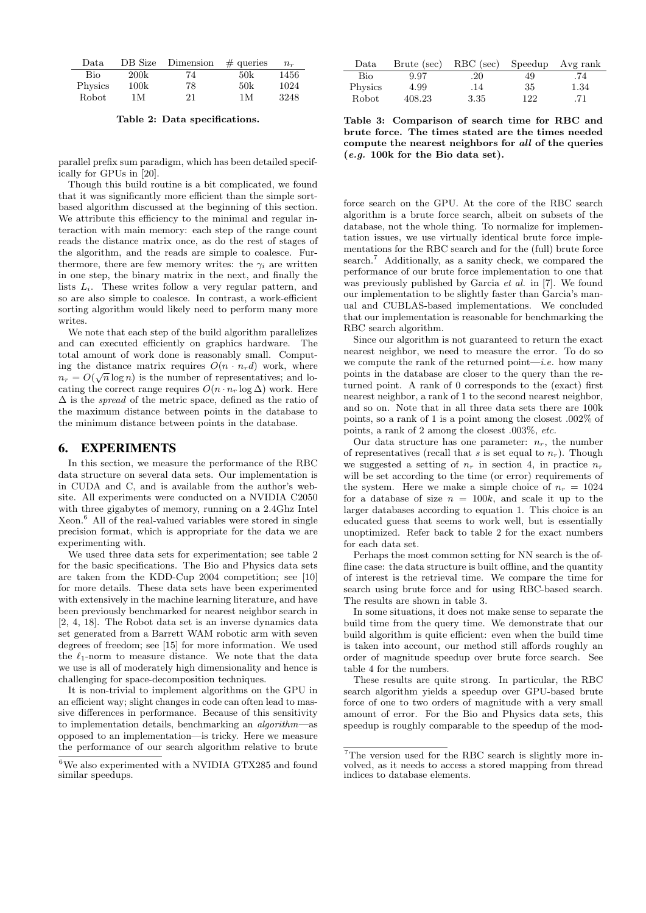| Data | DB Size | Dimension | # queries | $n_r$ |
|---|---|---|---|---|
| Bio | 200k | 74 | 50k | 1456 |
| Physics | 100k | 78 | 50k | 1024 |
| Robot | 1M | 21 | 1M | 3248 |

**Table 2: Data specifications.**

parallel prefix sum paradigm, which has been detailed specifically for GPUs in [20].

Though this build routine is a bit complicated, we found that it was significantly more efficient than the simple sort-based algorithm discussed at the beginning of this section. We attribute this efficiency to the minimal and regular interaction with main memory: each step of the range count reads the distance matrix once, as do the rest of stages of the algorithm, and the reads are simple to coalesce. Furthermore, there are few memory writes: the $\gamma_i$ are written in one step, the binary matrix in the next, and finally the lists $L_i$. These writes follow a very regular pattern, and so are also simple to coalesce. In contrast, a work-efficient sorting algorithm would likely need to perform many more writes.

We note that each step of the build algorithm parallelizes and can executed efficiently on graphics hardware. The total amount of work done is reasonably small. Computing the distance matrix requires $O(n \cdot n_r d)$ work, where $n_r = O(\sqrt{n} \log n)$ is the number of representatives; and locating the correct range requires $O(n \cdot n_r \log \Delta)$ work. Here $\Delta$ is the *spread* of the metric space, defined as the ratio of the maximum distance between points in the database to the minimum distance between points in the database.

## 6. EXPERIMENTS

In this section, we measure the performance of the RBC data structure on several data sets. Our implementation is in CUDA and C, and is available from the author's website. All experiments were conducted on a NVIDIA C2050 with three gigabytes of memory, running on a 2.4Ghz Intel Xeon.[6] All of the real-valued variables were stored in single precision format, which is appropriate for the data we are experimenting with.

We used three data sets for experimentation; see table 2 for the basic specifications. The Bio and Physics data sets are taken from the KDD-Cup 2004 competition; see [10] for more details. These data sets have been experimented with extensively in the machine learning literature, and have been previously benchmarked for nearest neighbor search in [2, 4, 18]. The Robot data set is an inverse dynamics data set generated from a Barrett WAM robotic arm with seven degrees of freedom; see [15] for more information. We used the $\ell_1$-norm to measure distance. We note that the data we use is all of moderately high dimensionality and hence is challenging for space-decomposition techniques.

It is non-trivial to implement algorithms on the GPU in an efficient way; slight changes in code can often lead to massive differences in performance. Because of this sensitivity to implementation details, benchmarking an *algorithm*—as opposed to an implementation—is tricky. Here we measure the performance of our search algorithm relative to brute force search on the GPU. At the core of the RBC search algorithm is a brute force search, albeit on subsets of the database, not the whole thing. To normalize for implementation issues, we use virtually identical brute force implementations for the RBC search and for the (full) brute force search.[7] Additionally, as a sanity check, we compared the performance of our brute force implementation to one that was previously published by Garcia *et al.* in [7]. We found our implementation to be slightly faster than Garcia's manual and CUBLAS-based implementations. We concluded that our implementation is reasonable for benchmarking the RBC search algorithm.

[6] We also experimented with a NVIDIA GTX285 and found similar speedups.

| Data | Brute (sec) | RBC (sec) | Speedup | Avg rank |
|---|---|---|---|---|
| Bio | 9.97 | .20 | 49 | .74 |
| Physics | 4.99 | .14 | 35 | 1.34 |
| Robot | 408.23 | 3.35 | 122 | .71 |

**Table 3: Comparison of search time for RBC and brute force. The times stated are the times needed compute the nearest neighbors for *all* of the queries (*e.g.* 100k for the Bio data set).**

Since our algorithm is not guaranteed to return the exact nearest neighbor, we need to measure the error. To do so we compute the rank of the returned point—*i.e.* how many points in the database are closer to the query than the returned point. A rank of 0 corresponds to the (exact) first nearest neighbor, a rank of 1 to the second nearest neighbor, and so on. Note that in all three data sets there are 100k points, so a rank of 1 is a point among the closest .002% of points, a rank of 2 among the closest .003%, *etc.*

Our data structure has one parameter: $n_r$, the number of representatives (recall that $s$ is set equal to $n_r$). Though we suggested a setting of $n_r$ in section 4, in practice $n_r$ will be set according to the time (or error) requirements of the system. Here we make a simple choice of $n_r = 1024$ for a database of size $n = 100k$, and scale it up to the larger databases according to equation 1. This choice is an educated guess that seems to work well, but is essentially unoptimized. Refer back to table 2 for the exact numbers for each data set.

Perhaps the most common setting for NN search is the offline case: the data structure is built offline, and the quantity of interest is the retrieval time. We compare the time for search using brute force and for using RBC-based search. The results are shown in table 3.

In some situations, it does not make sense to separate the build time from the query time. We demonstrate that our build algorithm is quite efficient: even when the build time is taken into account, our method still affords roughly an order of magnitude speedup over brute force search. See table 4 for the numbers.

These results are quite strong. In particular, the RBC search algorithm yields a speedup over GPU-based brute force of one to two orders of magnitude with a very small amount of error. For the Bio and Physics data sets, this speedup is roughly comparable to the speedup of the mod-

[7] The version used for the RBC search is slightly more involved, as it needs to access a stored mapping from thread indices to database elements.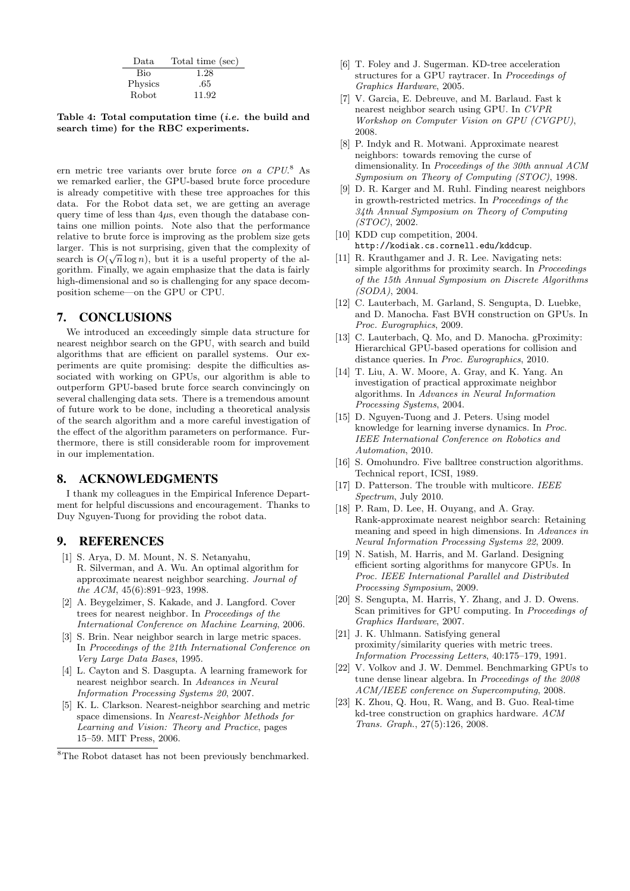| Data | Total time (sec) |
|---|---|
| Bio | 1.28 |
| Physics | .65 |
| Robot | 11.92 |

**Table 4: Total computation time (*i.e.* the build and search time) for the RBC experiments.**

ern metric tree variants over brute force *on a CPU*.[8] As we remarked earlier, the GPU-based brute force procedure is already competitive with these tree approaches for this data. For the Robot data set, we are getting an average query time of less than $4\mu s$, even though the database contains one million points. Note also that the performance relative to brute force is improving as the problem size gets larger. This is not surprising, given that the complexity of search is $O(\sqrt{n}\log n)$, but it is a useful property of the algorithm. Finally, we again emphasize that the data is fairly high-dimensional and so is challenging for any space decomposition scheme—on the GPU or CPU.

## 7. CONCLUSIONS

We introduced an exceedingly simple data structure for nearest neighbor search on the GPU, with search and build algorithms that are efficient on parallel systems. Our experiments are quite promising: despite the difficulties associated with working on GPUs, our algorithm is able to outperform GPU-based brute force search convincingly on several challenging data sets. There is a tremendous amount of future work to be done, including a theoretical analysis of the search algorithm and a more careful investigation of the effect of the algorithm parameters on performance. Furthermore, there is still considerable room for improvement in our implementation.

## 8. ACKNOWLEDGMENTS

I thank my colleagues in the Empirical Inference Department for helpful discussions and encouragement. Thanks to Duy Nguyen-Tuong for providing the robot data.

## 9. REFERENCES

[1] S. Arya, D. M. Mount, N. S. Netanyahu, R. Silverman, and A. Wu. An optimal algorithm for approximate nearest neighbor searching. *Journal of the ACM*, 45(6):891–923, 1998.

[2] A. Beygelzimer, S. Kakade, and J. Langford. Cover trees for nearest neighbor. In *Proceedings of the International Conference on Machine Learning*, 2006.

[3] S. Brin. Near neighbor search in large metric spaces. In *Proceedings of the 21th International Conference on Very Large Data Bases*, 1995.

[4] L. Cayton and S. Dasgupta. A learning framework for nearest neighbor search. In *Advances in Neural Information Processing Systems 20*, 2007.

[5] K. L. Clarkson. Nearest-neighbor searching and metric space dimensions. In *Nearest-Neighbor Methods for Learning and Vision: Theory and Practice*, pages 15–59. MIT Press, 2006.

[6] T. Foley and J. Sugerman. KD-tree acceleration structures for a GPU raytracer. In *Proceedings of Graphics Hardware*, 2005.

[7] V. Garcia, E. Debreuve, and M. Barlaud. Fast k nearest neighbor search using GPU. In *CVPR Workshop on Computer Vision on GPU (CVGPU)*, 2008.

[8] P. Indyk and R. Motwani. Approximate nearest neighbors: towards removing the curse of dimensionality. In *Proceedings of the 30th annual ACM Symposium on Theory of Computing (STOC)*, 1998.

[9] D. R. Karger and M. Ruhl. Finding nearest neighbors in growth-restricted metrics. In *Proceedings of the 34th Annual Symposium on Theory of Computing (STOC)*, 2002.

[10] KDD cup competition, 2004. http://kodiak.cs.cornell.edu/kddcup.

[11] R. Krauthgamer and J. R. Lee. Navigating nets: simple algorithms for proximity search. In *Proceedings of the 15th Annual Symposium on Discrete Algorithms (SODA)*, 2004.

[12] C. Lauterbach, M. Garland, S. Sengupta, D. Luebke, and D. Manocha. Fast BVH construction on GPUs. In *Proc. Eurographics*, 2009.

[13] C. Lauterbach, Q. Mo, and D. Manocha. gProximity: Hierarchical GPU-based operations for collision and distance queries. In *Proc. Eurographics*, 2010.

[14] T. Liu, A. W. Moore, A. Gray, and K. Yang. An investigation of practical approximate neighbor algorithms. In *Advances in Neural Information Processing Systems*, 2004.

[15] D. Nguyen-Tuong and J. Peters. Using model knowledge for learning inverse dynamics. In *Proc. IEEE International Conference on Robotics and Automation*, 2010.

[16] S. Omohundro. Five balltree construction algorithms. Technical report, ICSI, 1989.

[17] D. Patterson. The trouble with multicore. *IEEE Spectrum*, July 2010.

[18] P. Ram, D. Lee, H. Ouyang, and A. Gray. Rank-approximate nearest neighbor search: Retaining meaning and speed in high dimensions. In *Advances in Neural Information Processing Systems 22*, 2009.

[19] N. Satish, M. Harris, and M. Garland. Designing efficient sorting algorithms for manycore GPUs. In *Proc. IEEE International Parallel and Distributed Processing Symposium*, 2009.

[20] S. Sengupta, M. Harris, Y. Zhang, and J. D. Owens. Scan primitives for GPU computing. In *Proceedings of Graphics Hardware*, 2007.

[21] J. K. Uhlmann. Satisfying general proximity/similarity queries with metric trees. *Information Processing Letters*, 40:175–179, 1991.

[22] V. Volkov and J. W. Demmel. Benchmarking GPUs to tune dense linear algebra. In *Proceedings of the 2008 ACM/IEEE conference on Supercomputing*, 2008.

[23] K. Zhou, Q. Hou, R. Wang, and B. Guo. Real-time kd-tree construction on graphics hardware. *ACM Trans. Graph.*, 27(5):126, 2008.

[8] The Robot dataset has not been previously benchmarked.